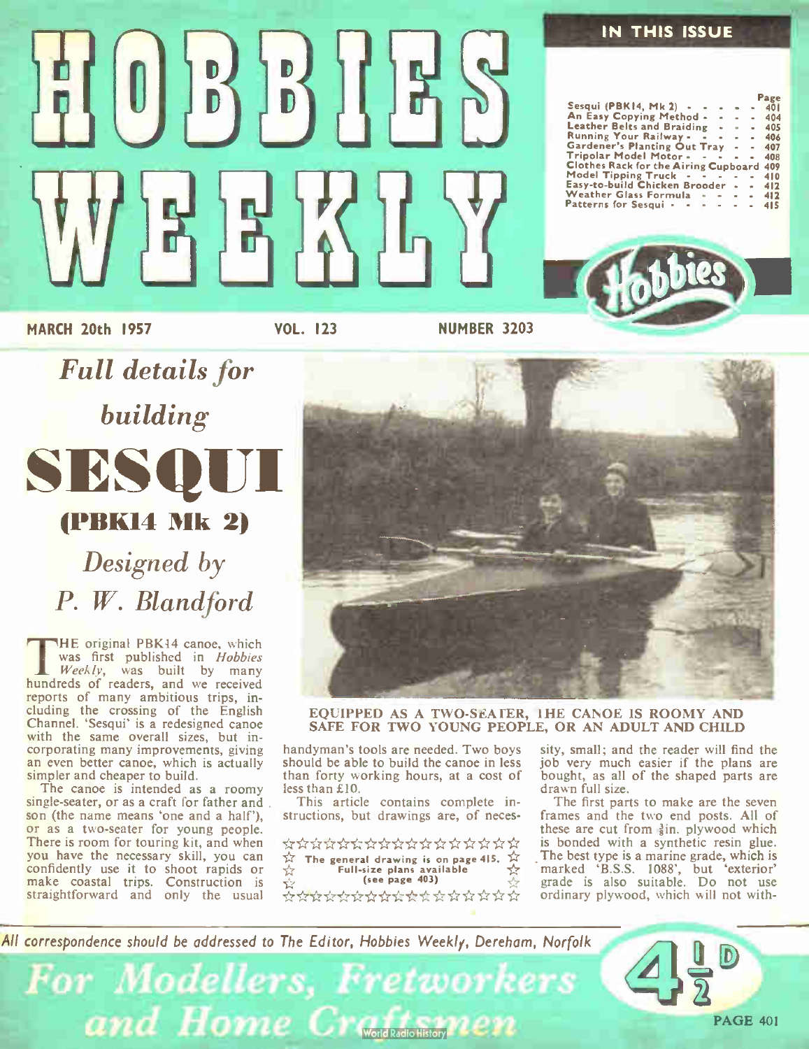# HOBBIES WEEKLY

**IN THIS ISSUE**

| | Page |
|---|---|
| Sesqui (PBK14, Mk 2) | 401 |
| An Easy Copying Method | 404 |
| Leather Belts and Braiding | 405 |
| Running Your Railway | 406 |
| Gardener's Planting Out Tray | 407 |
| Tripolar Model Motor | 408 |
| Clothes Rack for the Airing Cupboard | 409 |
| Model Tipping Truck | 410 |
| Easy-to-build Chicken Brooder | 412 |
| Weather Glass Formula | 412 |
| Patterns for Sesqui | 415 |

MARCH 20th 1957 VOL. 123 NUMBER 3203

## *Full details for building*

# SESQUI
## (PBK14 Mk 2)

*Designed by P. W. Blandford*

EQUIPPED AS A TWO-SEATER, THE CANOE IS ROOMY AND SAFE FOR TWO YOUNG PEOPLE, OR AN ADULT AND CHILD

THE original PBK14 canoe, which was first published in *Hobbies Weekly*, was built by many hundreds of readers, and we received reports of many ambitious trips, including the crossing of the English Channel. 'Sesqui' is a redesigned canoe with the same overall sizes, but incorporating many improvements, giving an even better canoe, which is actually simpler and cheaper to build.

The canoe is intended as a roomy single-seater, or as a craft for father and son (the name means 'one and a half'), or as a two-seater for young people. There is room for touring kit, and when you have the necessary skill, you can confidently use it to shoot rapids or make coastal trips. Construction is straightforward and only the usual handyman's tools are needed. Two boys should be able to build the canoe in less than forty working hours, at a cost of less than £10.

This article contains complete instructions, but drawings are, of necessity, small; and the reader will find the job very much easier if the plans are bought, as all of the shaped parts are drawn full size.

☆ The general drawing is on page 415. Full-size plans available (see page 403) ☆

The first parts to make are the seven frames and the two end posts. All of these are cut from ⅜in. plywood which is bonded with a synthetic resin glue. The best type is a marine grade, which is marked 'B.S.S. 1088', but 'exterior' grade is also suitable. Do not use ordinary plywood, which will not with-

*All correspondence should be addressed to The Editor, Hobbies Weekly, Dereham, Norfolk*

*For Modellers, Fretworkers and Home Craftsmen* 4½D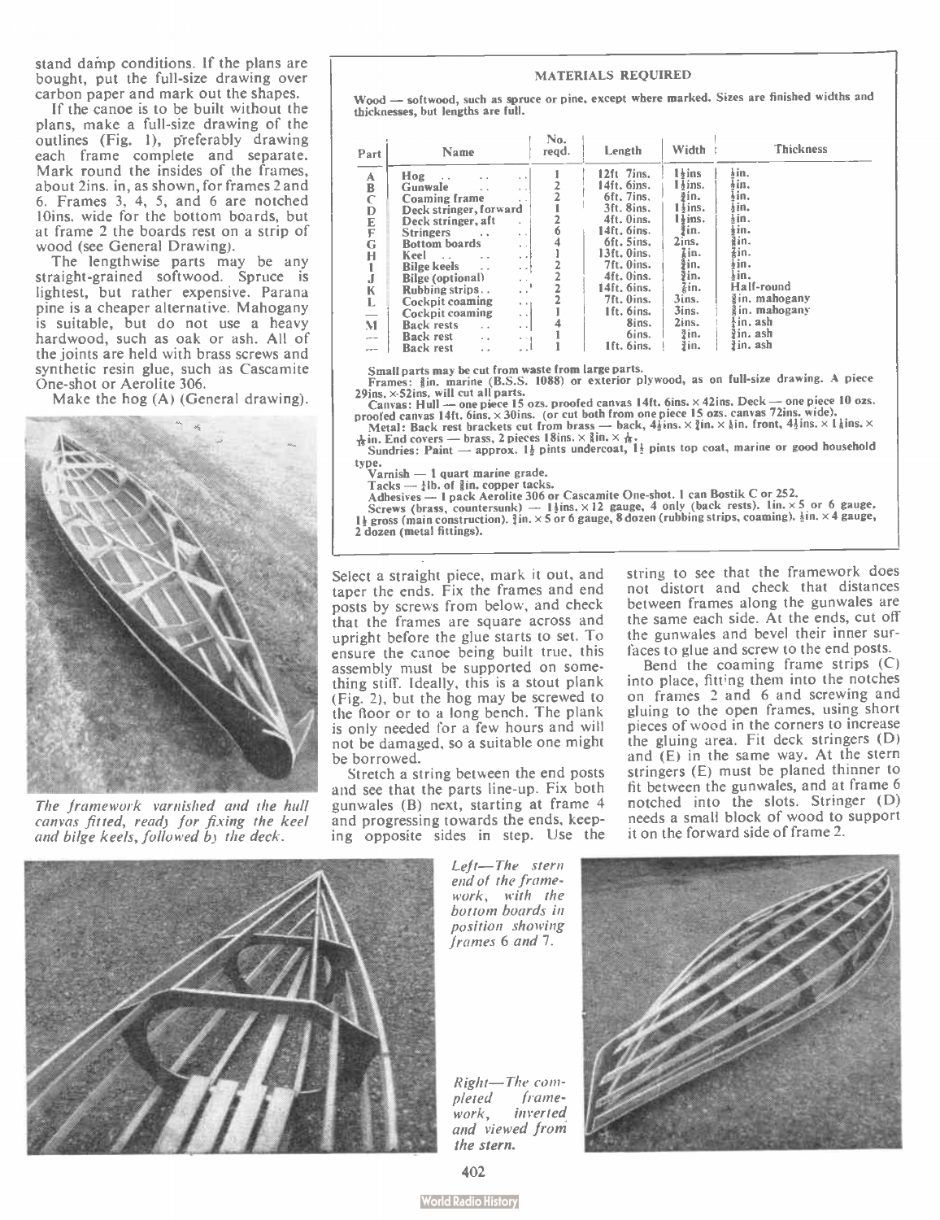stand damp conditions. If the plans are bought, put the full-size drawing over carbon paper and mark out the shapes.

If the canoe is to be built without the plans, make a full-size drawing of the outlines (Fig. 1), preferably drawing each frame complete and separate. Mark round the insides of the frames, about 2ins. in, as shown, for frames 2 and 6. Frames 3, 4, 5, and 6 are notched 10ins. wide for the bottom boards, but at frame 2 the boards rest on a strip of wood (see General Drawing).

The lengthwise parts may be any straight-grained softwood. Spruce is lightest, but rather expensive. Parana pine is a cheaper alternative. Mahogany is suitable, but do not use a heavy hardwood, such as oak or ash. All of the joints are held with brass screws and synthetic resin glue, such as Cascamite One-shot or Aerolite 306.

Make the hog (A) (General drawing).

*The framework varnished and the hull canvas fitted, ready for fixing the keel and bilge keels, followed by the deck.*

## MATERIALS REQUIRED

Wood — softwood, such as spruce or pine, except where marked. Sizes are finished widths and thicknesses, but lengths are full.

| Part | Name | No. reqd. | Length | Width | Thickness |
|---|---|---|---|---|---|
| A | Hog | 1 | 12ft 7ins. | 1½ins | ⅞in. |
| B | Gunwale | 2 | 14ft. 6ins. | 1½ins. | ⅝in. |
| C | Coaming frame | 2 | 6ft. 7ins. | ¾in. | ⅜in. |
| D | Deck stringer, forward | 1 | 3ft. 8ins. | 1½ins. | ½in. |
| E | Deck stringer, aft | 2 | 4ft. 0ins. | 1½ins. | ½in. |
| F | Stringers | 6 | 14ft. 6ins. | ¾in. | ⅜in. |
| G | Bottom boards | 4 | 6ft. 5ins. | 2ins. | ⅜in. |
| H | Keel | 1 | 13ft. 0ins. | ⅞in. | ⅝in. |
| I | Bilge keels | 2 | 7ft. 0ins. | ⅝in. | ⅜in. |
| J | Bilge (optional) | 2 | 4ft. 0ins. | ⅝in. | ⅜in. |
| K | Rubbing strips | 2 | 14ft. 6ins. | ⅞in. | Half-round |
| L | Cockpit coaming | 2 | 7ft. 0ins. | 3ins. | ⅜in. mahogany |
| — | Cockpit coaming | 1 | 1ft. 6ins. | 3ins. | ⅜in. mahogany |
| M | Back rests | 4 | 8ins. | 2ins. | ½in. ash |
| — | Back rest | 1 | 6ins. | ⅞in. | ⅞in. ash |
| — | Back rest | 1 | 1ft. 6ins. | ⅞in. | ⅞in. ash |

Small parts may be cut from waste from large parts.

Frames: ⅜in. marine (B.S.S. 1088) or exterior plywood, as on full-size drawing. A piece 29ins. × 52ins. will cut all parts.

Canvas: Hull — one piece 15 ozs. proofed canvas 14ft. 6ins. × 42ins. Deck — one piece 10 ozs. proofed canvas 14ft. 6ins. × 30ins. (or cut both from one piece 15 ozs. canvas 72ins. wide).

Metal: Back rest brackets cut from brass — back, 4½ins. × ⅞in. × ⅛in. front, 4½ins. × 1⅛ins. × ⅛in. End covers — brass, 2 pieces 18ins. × ⅞in. × $\frac{1}{16}$.

Sundries: Paint — approx. 1½ pints undercoat, 1½ pints top coat, marine or good household type.

Varnish — 1 quart marine grade.

Tacks — ½lb. of ⅜in. copper tacks.

Adhesives — 1 pack Aerolite 306 or Cascamite One-shot. 1 can Bostik C or 252.

Screws (brass, countersunk) — 1½ins. × 12 gauge, 4 only (back rests). 1in. × 5 or 6 gauge, 1½ gross (main construction). ⅝in. × 5 or 6 gauge, 8 dozen (rubbing strips, coaming). ½in. × 4 gauge, 2 dozen (metal fittings).

Select a straight piece, mark it out, and taper the ends. Fix the frames and end posts by screws from below, and check that the frames are square across and upright before the glue starts to set. To ensure the canoe being built true, this assembly must be supported on something stiff. Ideally, this is a stout plank (Fig. 2), but the hog may be screwed to the floor or to a long bench. The plank is only needed for a few hours and will not be damaged, so a suitable one might be borrowed.

Stretch a string between the end posts and see that the parts line-up. Fix both gunwales (B) next, starting at frame 4 and progressing towards the ends, keeping opposite sides in step. Use the string to see that the framework does not distort and check that distances between frames along the gunwales are the same each side. At the ends, cut off the gunwales and bevel their inner surfaces to glue and screw to the end posts.

Bend the coaming frame strips (C) into place, fitting them into the notches on frames 2 and 6 and screwing and gluing to the open frames, using short pieces of wood in the corners to increase the gluing area. Fit deck stringers (D) and (E) in the same way. At the stern stringers (E) must be planed thinner to fit between the gunwales, and at frame 6 notched into the slots. Stringer (D) needs a small block of wood to support it on the forward side of frame 2.

*Left—The stern end of the framework, with the bottom boards in position showing frames 6 and 7.*

*Right—The completed framework, inverted and viewed from the stern.*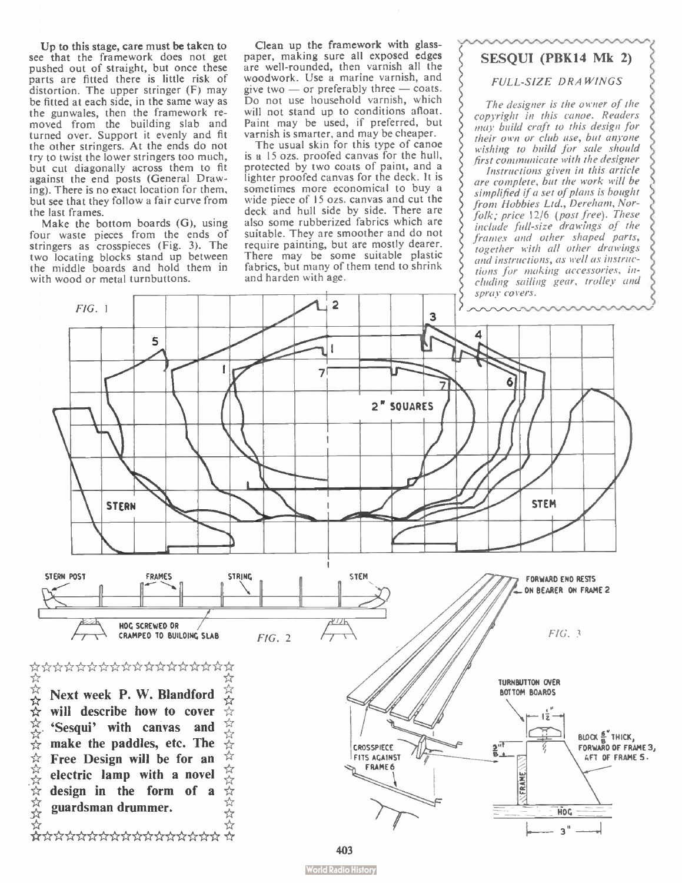Up to this stage, care must be taken to see that the framework does not get pushed out of straight, but once these parts are fitted there is little risk of distortion. The upper stringer (F) may be fitted at each side, in the same way as the gunwales, then the framework removed from the building slab and turned over. Support it evenly and fit the other stringers. At the ends do not try to twist the lower stringers too much, but cut diagonally across them to fit against the end posts (General Drawing). There is no exact location for them, but see that they follow a fair curve from the last frames.

Make the bottom boards (G), using four waste pieces from the ends of stringers as crosspieces (Fig. 3). The two locating blocks stand up between the middle boards and hold them in with wood or metal turnbuttons.

Clean up the framework with glass-paper, making sure all exposed edges are well-rounded, then varnish all the woodwork. Use a marine varnish, and give two — or preferably three — coats. Do not use household varnish, which will not stand up to conditions afloat. Paint may be used, if preferred, but varnish is smarter, and may be cheaper.

The usual skin for this type of canoe is a 15 ozs. proofed canvas for the hull, protected by two coats of paint, and a lighter proofed canvas for the deck. It is sometimes more economical to buy a wide piece of 15 ozs. canvas and cut the deck and hull side by side. There are also some rubberized fabrics which are suitable. They are smoother and do not require painting, but are mostly dearer. There may be some suitable plastic fabrics, but many of them tend to shrink and harden with age.

## SESQUI (PBK14 Mk 2)

*FULL-SIZE DRAWINGS*

*The designer is the owner of the copyright in this canoe. Readers may build craft to this design for their own or club use, but anyone wishing to build for sale should first communicate with the designer*

*Instructions given in this article are complete, but the work will be simplified if a set of plans is bought from Hobbies Ltd., Dereham, Norfolk; price 12/6 (post free). These include full-size drawings of the frames and other shaped parts, together with all other drawings and instructions, as well as instructions for making accessories, including sailing gear, trolley and spray covers.*

FIG. 1

STERN — STEM — 2" SQUARES

FIG. 2

STERN POST — FRAMES — STRING — STEM — HOG SCREWED OR CRAMPED TO BUILDING SLAB

FIG. 3

FORWARD END RESTS ON BEARER ON FRAME 2 — CROSSPIECE FITS AGAINST FRAME 6 — TURNBUTTON OVER BOTTOM BOARDS — BLOCK 5/8" THICK, FORWARD OF FRAME 3, AFT OF FRAME 5. — FRAME — HOG

**Next week P. W. Blandford will describe how to cover 'Sesqui' with canvas and make the paddles, etc. The Free Design will be for an electric lamp with a novel design in the form of a guardsman drummer.**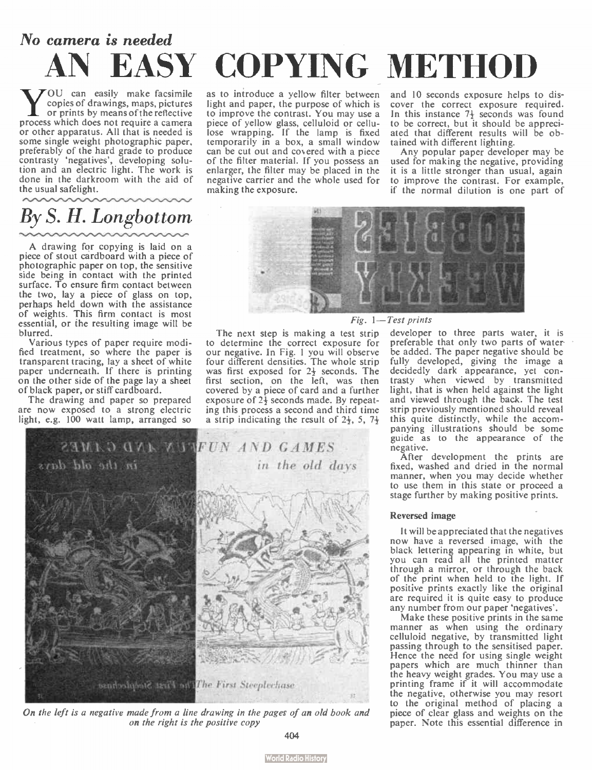*No camera is needed*

# AN EASY COPYING METHOD

YOU can easily make facsimile copies of drawings, maps, pictures or prints by means of the reflective process which does not require a camera or other apparatus. All that is needed is some single weight photographic paper, preferably of the hard grade to produce contrasty 'negatives', developing solution and an electric light. The work is done in the darkroom with the aid of the usual safelight.

## *By S. H. Longbottom*

A drawing for copying is laid on a piece of stout cardboard with a piece of photographic paper on top, the sensitive side being in contact with the printed surface. To ensure firm contact between the two, lay a piece of glass on top, perhaps held down with the assistance of weights. This firm contact is most essential, or the resulting image will be blurred.

Various types of paper require modified treatment, so where the paper is transparent tracing, lay a sheet of white paper underneath. If there is printing on the other side of the page lay a sheet of black paper, or stiff cardboard.

The drawing and paper so prepared are now exposed to a strong electric light, e.g. 100 watt lamp, arranged so as to introduce a yellow filter between light and paper, the purpose of which is to improve the contrast. You may use a piece of yellow glass, celluloid or cellulose wrapping. If the lamp is fixed temporarily in a box, a small window can be cut out and covered with a piece of the filter material. If you possess an enlarger, the filter may be placed in the negative carrier and the whole used for making the exposure.

*Fig. 1—Test prints*

The next step is making a test strip to determine the correct exposure for our negative. In Fig. 1 you will observe four different densities. The whole strip was first exposed for 2½ seconds. The first section, on the left, was then covered by a piece of card and a further exposure of 2½ seconds made. By repeating this process a second and third time a strip indicating the result of 2½, 5, 7½ and 10 seconds exposure helps to discover the correct exposure required. In this instance 7½ seconds was found to be correct, but it should be appreciated that different results will be obtained with different lighting.

Any popular paper developer may be used for making the negative, providing it is a little stronger than usual, again to improve the contrast. For example, if the normal dilution is one part of developer to three parts water, it is preferable that only two parts of water be added. The paper negative should be fully developed, giving the image a decidedly dark appearance, yet contrasty when viewed by transmitted light, that is when held against the light and viewed through the back. The test strip previously mentioned should reveal this quite distinctly, while the accompanying illustrations should be some guide as to the appearance of the negative.

*On the left is a negative made from a line drawing in the pages of an old book and on the right is the positive copy*

After development the prints are fixed, washed and dried in the normal manner, when you may decide whether to use them in this state or proceed a stage further by making positive prints.

### Reversed image

It will be appreciated that the negatives now have a reversed image, with the black lettering appearing in white, but you can read all the printed matter through a mirror, or through the back of the print when held to the light. If positive prints exactly like the original are required it is quite easy to produce any number from our paper 'negatives'.

Make these positive prints in the same manner as when using the ordinary celluloid negative, by transmitted light passing through to the sensitised paper. Hence the need for using single weight papers which are much thinner than the heavy weight grades. You may use a printing frame if it will accommodate the negative, otherwise you may resort to the original method of placing a piece of clear glass and weights on the paper. Note this essential difference in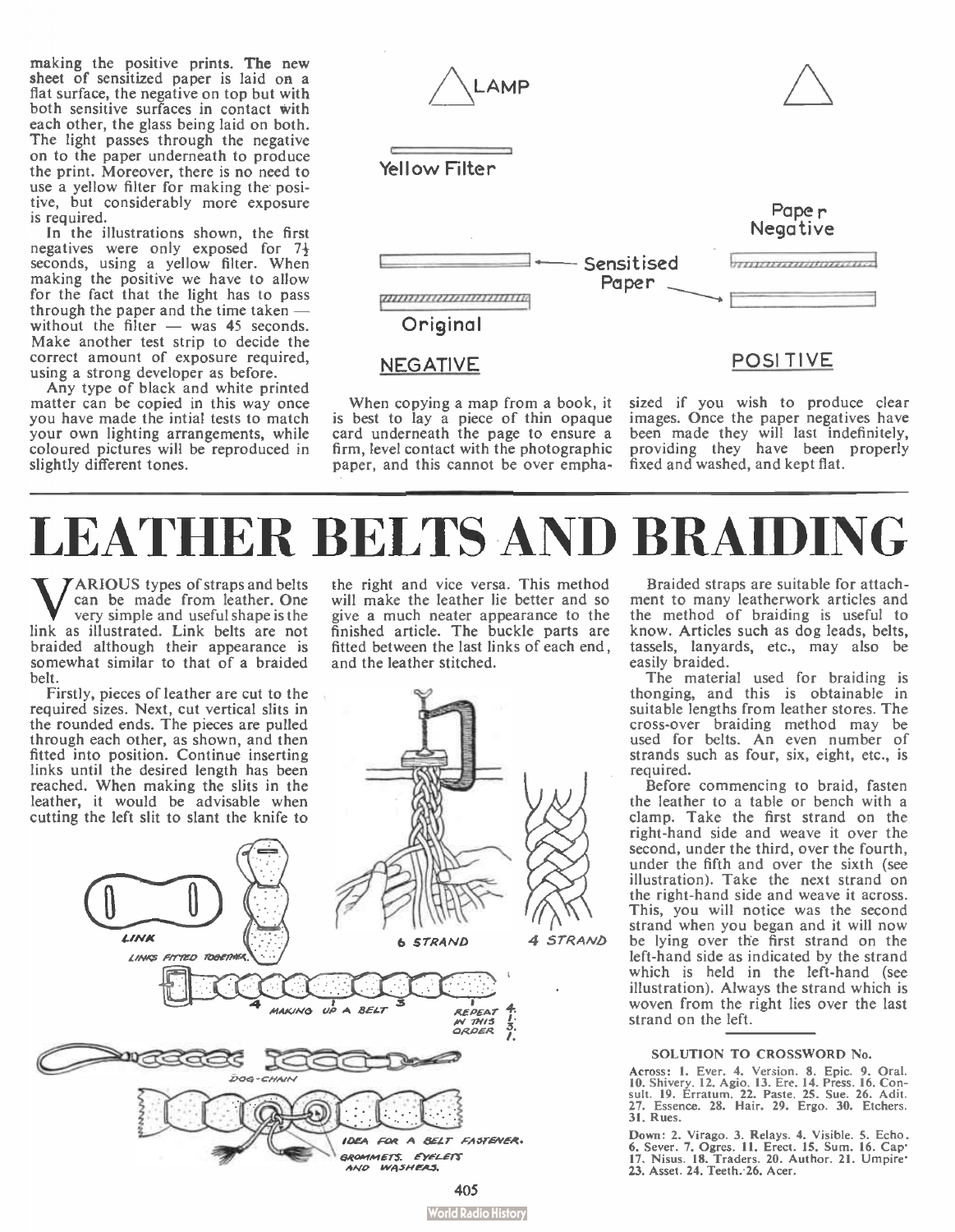making the positive prints. The new sheet of sensitized paper is laid on a flat surface, the negative on top but with both sensitive surfaces in contact with each other, the glass being laid on both. The light passes through the negative on to the paper underneath to produce the print. Moreover, there is no need to use a yellow filter for making the positive, but considerably more exposure is required.

In the illustrations shown, the first negatives were only exposed for 7½ seconds, using a yellow filter. When making the positive we have to allow for the fact that the light has to pass through the paper and the time taken — without the filter — was 45 seconds. Make another test strip to decide the correct amount of exposure required, using a strong developer as before.

Any type of black and white printed matter can be copied in this way once you have made the intial tests to match your own lighting arrangements, while coloured pictures will be reproduced in slightly different tones.

LAMP

Yellow Filter

Sensitised Paper

Original

NEGATIVE

Paper Negative

POSITIVE

When copying a map from a book, it is best to lay a piece of thin opaque card underneath the page to ensure a firm, level contact with the photographic paper, and this cannot be over emphasized if you wish to produce clear images. Once the paper negatives have been made they will last indefinitely, providing they have been properly fixed and washed, and kept flat.

# LEATHER BELTS AND BRAIDING

VARIOUS types of straps and belts can be made from leather. One very simple and useful shape is the link as illustrated. Link belts are not braided although their appearance is somewhat similar to that of a braided belt.

Firstly, pieces of leather are cut to the required sizes. Next, cut vertical slits in the rounded ends. The pieces are pulled through each other, as shown, and then fitted into position. Continue inserting links until the desired length has been reached. When making the slits in the leather, it would be advisable when cutting the left slit to slant the knife to the right and vice versa. This method will make the leather lie better and so give a much neater appearance to the finished article. The buckle parts are fitted between the last links of each end, and the leather stitched.

LINK

LINKS FITTED TOGETHER.

MAKING UP A BELT — REPEAT IN THIS ORDER 4. 1. 3. 1.

DOG-CHAIN

IDEA FOR A BELT FASTENER. GROMMETS. EYELETS AND WASHERS.

6 STRAND

4 STRAND

Braided straps are suitable for attachment to many leatherwork articles and the method of braiding is useful to know. Articles such as dog leads, belts, tassels, lanyards, etc., may also be easily braided.

The material used for braiding is thonging, and this is obtainable in suitable lengths from leather stores. The cross-over braiding method may be used for belts. An even number of strands such as four, six, eight, etc., is required.

Before commencing to braid, fasten the leather to a table or bench with a clamp. Take the first strand on the right-hand side and weave it over the second, under the third, over the fourth, under the fifth and over the sixth (see illustration). Take the next strand on the right-hand side and weave it across. This, you will notice was the second strand when you began and it will now be lying over the first strand on the left-hand side as indicated by the strand which is held in the left-hand (see illustration). Always the strand which is woven from the right lies over the last strand on the left.

### SOLUTION TO CROSSWORD No.

**Across:** 1. Ever. 4. Version. 8. Epic. 9. Oral. 10. Shivery. 12. Agio. 13. Ere. 14. Press. 16. Consult. 19. Erratum. 22. Paste. 25. Sue. 26. Adit. 27. Essence. 28. Hair. 29. Ergo. 30. Etchers. 31. Rues.

**Down:** 2. Virago. 3. Relays. 4. Visible. 5. Echo. 6. Sever. 7. Ogres. 11. Erect. 15. Sum. 16. Cap. 17. Nisus. 18. Traders. 20. Author. 21. Umpire. 23. Asset. 24. Teeth. 26. Acer.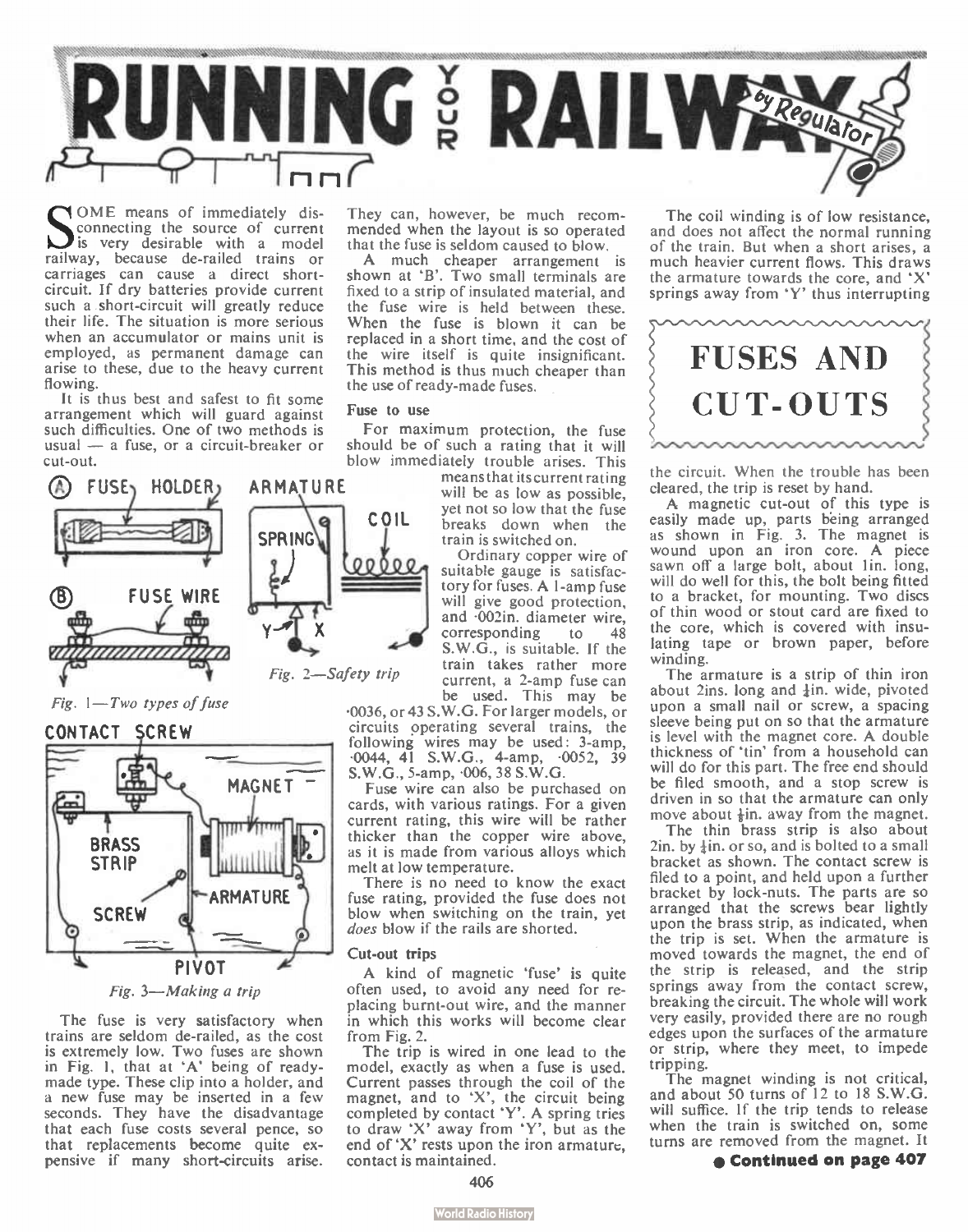# RUNNING YOUR RAILWAY

*by Regulator*

## FUSES AND CUT-OUTS

SOME means of immediately disconnecting the source of current is very desirable with a model railway, because de-railed trains or carriages can cause a direct short-circuit. If dry batteries provide current such a short-circuit will greatly reduce their life. The situation is more serious when an accumulator or mains unit is employed, as permanent damage can arise to these, due to the heavy current flowing.

It is thus best and safest to fit some arrangement which will guard against such difficulties. One of two methods is usual — a fuse, or a circuit-breaker or cut-out.

Fig. 1—*Two types of fuse*

Fig. 2—*Safety trip*

Fig. 3—*Making a trip*

The fuse is very satisfactory when trains are seldom de-railed, as the cost is extremely low. Two fuses are shown in Fig. 1, that at 'A' being of ready-made type. These clip into a holder, and a new fuse may be inserted in a few seconds. They have the disadvantage that each fuse costs several pence, so that replacements become quite expensive if many short-circuits arise. They can, however, be much recommended when the layout is so operated that the fuse is seldom caused to blow.

A much cheaper arrangement is shown at 'B'. Two small terminals are fixed to a strip of insulated material, and the fuse wire is held between these. When the fuse is blown it can be replaced in a short time, and the cost of the wire itself is quite insignificant. This method is thus much cheaper than the use of ready-made fuses.

### Fuse to use

For maximum protection, the fuse should be of such a rating that it will blow immediately trouble arises. This means that its current rating will be as low as possible, yet not so low that the fuse breaks down when the train is switched on.

Ordinary copper wire of suitable gauge is satisfactory for fuses. A 1-amp fuse will give good protection, and ·002in. diameter wire, corresponding to 48 S.W.G., is suitable. If the train takes rather more current, a 2-amp fuse can be used. This may be ·0036, or 43 S.W.G. For larger models, or circuits operating several trains, the following wires may be used: 3-amp, ·0044, 41 S.W.G., 4-amp, ·0052, 39 S.W.G., 5-amp, ·006, 38 S.W.G.

Fuse wire can also be purchased on cards, with various ratings. For a given current rating, this wire will be rather thicker than the copper wire above, as it is made from various alloys which melt at low temperature.

There is no need to know the exact fuse rating, provided the fuse does not blow when switching on the train, yet *does* blow if the rails are shorted.

### Cut-out trips

A kind of magnetic 'fuse' is quite often used, to avoid any need for replacing burnt-out wire, and the manner in which this works will become clear from Fig. 2.

The trip is wired in one lead to the model, exactly as when a fuse is used. Current passes through the coil of the magnet, and to 'X', the circuit being completed by contact 'Y'. A spring tries to draw 'X' away from 'Y', but as the end of 'X' rests upon the iron armature, contact is maintained.

The coil winding is of low resistance, and does not affect the normal running of the train. But when a short arises, a much heavier current flows. This draws the armature towards the core, and 'X' springs away from 'Y' thus interrupting the circuit. When the trouble has been cleared, the trip is reset by hand.

A magnetic cut-out of this type is easily made up, parts being arranged as shown in Fig. 3. The magnet is wound upon an iron core. A piece sawn off a large bolt, about 1in. long, will do well for this, the bolt being fitted to a bracket, for mounting. Two discs of thin wood or stout card are fixed to the core, which is covered with insulating tape or brown paper, before winding.

The armature is a strip of thin iron about 2ins. long and ½in. wide, pivoted upon a small nail or screw, a spacing sleeve being put on so that the armature is level with the magnet core. A double thickness of 'tin' from a household can will do for this part. The free end should be filed smooth, and a stop screw is driven in so that the armature can only move about ⅛in. away from the magnet.

The thin brass strip is also about 2in. by ½in. or so, and is bolted to a small bracket as shown. The contact screw is filed to a point, and held upon a further bracket by lock-nuts. The parts are so arranged that the screws bear lightly upon the brass strip, as indicated, when the trip is set. When the armature is moved towards the magnet, the end of the strip is released, and the strip springs away from the contact screw, breaking the circuit. The whole will work very easily, provided there are no rough edges upon the surfaces of the armature or strip, where they meet, to impede tripping.

The magnet winding is not critical, and about 50 turns of 12 to 18 S.W.G. will suffice. If the trip tends to release when the train is switched on, some turns are removed from the magnet. It

● **Continued on page 407**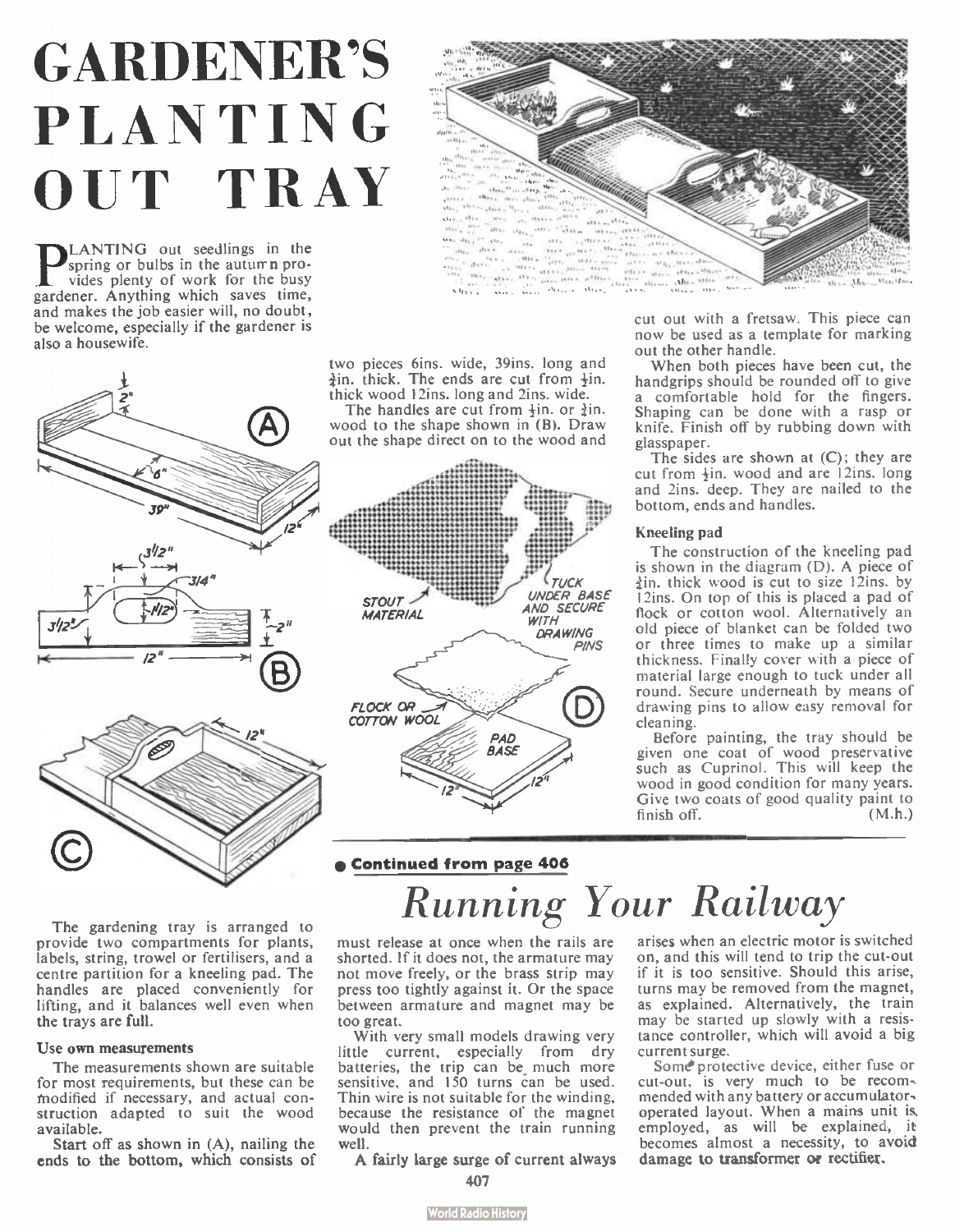# GARDENER'S PLANTING OUT TRAY

PLANTING out seedlings in the spring or bulbs in the autumn provides plenty of work for the busy gardener. Anything which saves time, and makes the job easier will, no doubt, be welcome, especially if the gardener is also a housewife.

The gardening tray is arranged to provide two compartments for plants, labels, string, trowel or fertilisers, and a centre partition for a kneeling pad. The handles are placed conveniently for lifting, and it balances well even when the trays are full.

### Use own measurements

The measurements shown are suitable for most requirements, but these can be modified if necessary, and actual construction adapted to suit the wood available.

Start off as shown in (A), nailing the ends to the bottom, which consists of two pieces 6ins. wide, 39ins. long and ¾in. thick. The ends are cut from ½in. thick wood 12ins. long and 2ins. wide.

The handles are cut from ½in. or ¾in. wood to the shape shown in (B). Draw out the shape direct on to the wood and cut out with a fretsaw. This piece can now be used as a template for marking out the other handle.

When both pieces have been cut, the handgrips should be rounded off to give a comfortable hold for the fingers. Shaping can be done with a rasp or knife. Finish off by rubbing down with glasspaper.

The sides are shown at (C); they are cut from ½in. wood and are 12ins. long and 2ins. deep. They are nailed to the bottom, ends and handles.

### Kneeling pad

The construction of the kneeling pad is shown in the diagram (D). A piece of ¾in. thick wood is cut to size 12ins. by 12ins. On top of this is placed a pad of flock or cotton wool. Alternatively an old piece of blanket can be folded two or three times to make up a similar thickness. Finally cover with a piece of material large enough to tuck under all round. Secure underneath by means of drawing pins to allow easy removal for cleaning.

Before painting, the tray should be given one coat of wood preservative such as Cuprinol. This will keep the wood in good condition for many years. Give two coats of good quality paint to finish off. (M.h.)

● **Continued from page 406**

# *Running Your Railway*

must release at once when the rails are shorted. If it does not, the armature may not move freely, or the brass strip may press too tightly against it. Or the space between armature and magnet may be too great.

With very small models drawing very little current, especially from dry batteries, the trip can be much more sensitive, and 150 turns can be used. Thin wire is not suitable for the winding, because the resistance of the magnet would then prevent the train running well.

A fairly large surge of current always arises when an electric motor is switched on, and this will tend to trip the cut-out if it is too sensitive. Should this arise, turns may be removed from the magnet, as explained. Alternatively, the train may be started up slowly with a resistance controller, which will avoid a big current surge.

Some protective device, either fuse or cut-out, is very much to be recommended with any battery or accumulator-operated layout. When a mains unit is employed, as will be explained, it becomes almost a necessity, to avoid damage to transformer or rectifier.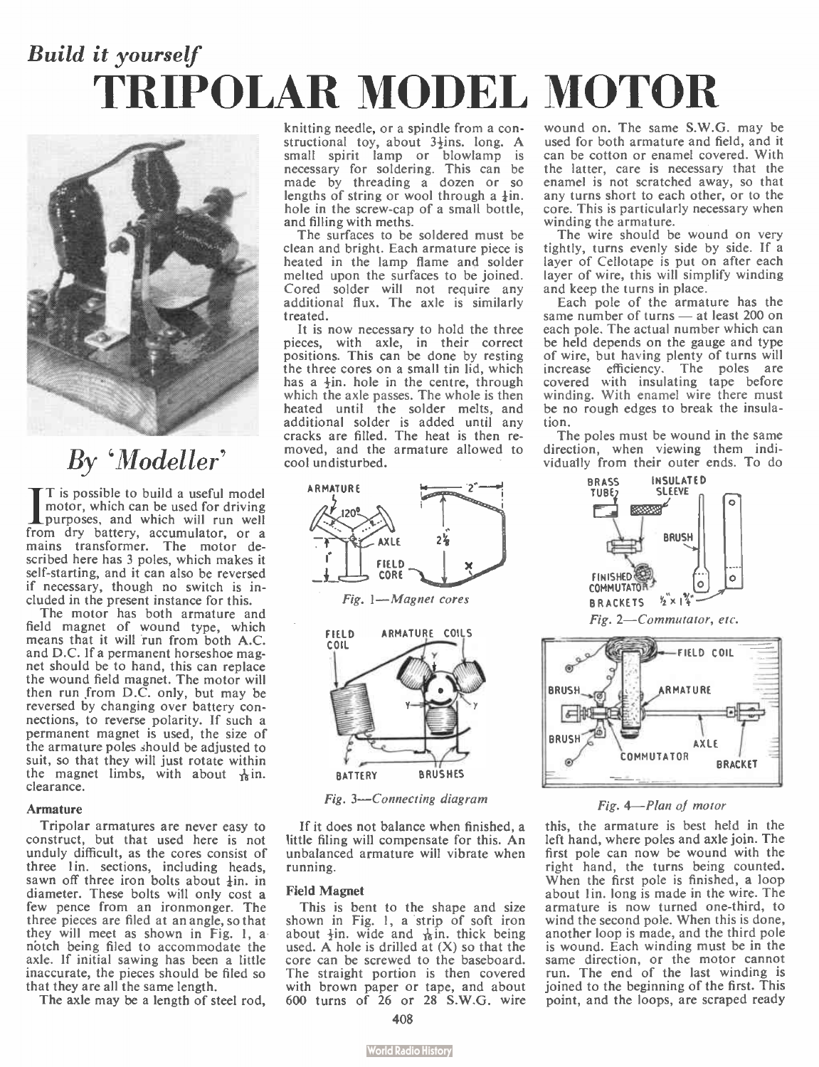*Build it yourself*

# TRIPOLAR MODEL MOTOR

*By 'Modeller'*

IT is possible to build a useful model motor, which can be used for driving purposes, and which will run well from dry battery, accumulator, or a mains transformer. The motor described here has 3 poles, which makes it self-starting, and it can also be reversed if necessary, though no switch is included in the present instance for this.

The motor has both armature and field magnet of wound type, which means that it will run from both A.C. and D.C. If a permanent horseshoe magnet should be to hand, this can replace the wound field magnet. The motor will then run from D.C. only, but may be reversed by changing over battery connections, to reverse polarity. If such a permanent magnet is used, the size of the armature poles should be adjusted to suit, so that they will just rotate within the magnet limbs, with about 1/16in. clearance.

### Armature

Tripolar armatures are never easy to construct, but that used here is not unduly difficult, as the cores consist of three 1in. sections, including heads, sawn off three iron bolts about ½in. in diameter. These bolts will only cost a few pence from an ironmonger. The three pieces are filed at an angle, so that they will meet as shown in Fig. 1, a notch being filed to accommodate the axle. If initial sawing has been a little inaccurate, the pieces should be filed so that they are all the same length.

The axle may be a length of steel rod, knitting needle, or a spindle from a constructional toy, about 3½ins. long. A small spirit lamp or blowlamp is necessary for soldering. This can be made by threading a dozen or so lengths of string or wool through a ¼in. hole in the screw-cap of a small bottle, and filling with meths.

The surfaces to be soldered must be clean and bright. Each armature piece is heated in the lamp flame and solder melted upon the surfaces to be joined. Cored solder will not require any additional flux. The axle is similarly treated.

It is now necessary to hold the three pieces, with axle, in their correct positions. This can be done by resting the three cores on a small tin lid, which has a ⅛in. hole in the centre, through which the axle passes. The whole is then heated until the solder melts, and additional solder is added until any cracks are filled. The heat is then removed, and the armature allowed to cool undisturbed.

*Fig. 1—Magnet cores*

*Fig. 3—Connecting diagram*

If it does not balance when finished, a little filing will compensate for this. An unbalanced armature will vibrate when running.

### Field Magnet

This is bent to the shape and size shown in Fig. 1, a strip of soft iron about ½in. wide and 1/16in. thick being used. A hole is drilled at (X) so that the core can be screwed to the baseboard. The straight portion is then covered with brown paper or tape, and about 600 turns of 26 or 28 S.W.G. wire wound on. The same S.W.G. may be used for both armature and field, and it can be cotton or enamel covered. With the latter, care is necessary that the enamel is not scratched away, so that any turns short to each other, or to the core. This is particularly necessary when winding the armature.

The wire should be wound on very tightly, turns evenly side by side. If a layer of Cellotape is put on after each layer of wire, this will simplify winding and keep the turns in place.

Each pole of the armature has the same number of turns — at least 200 on each pole. The actual number which can be held depends on the gauge and type of wire, but having plenty of turns will increase efficiency. The poles are covered with insulating tape before winding. With enamel wire there must be no rough edges to break the insulation.

The poles must be wound in the same direction, when viewing them individually from their outer ends. To do

*Fig. 2—Commutator, etc.*

*Fig. 4—Plan of motor*

this, the armature is best held in the left hand, where poles and axle join. The first pole can now be wound with the right hand, the turns being counted. When the first pole is finished, a loop about 1in. long is made in the wire. The armature is now turned one-third, to wind the second pole. When this is done, another loop is made, and the third pole is wound. Each winding must be in the same direction, or the motor cannot run. The end of the last winding is joined to the beginning of the first. This point, and the loops, are scraped ready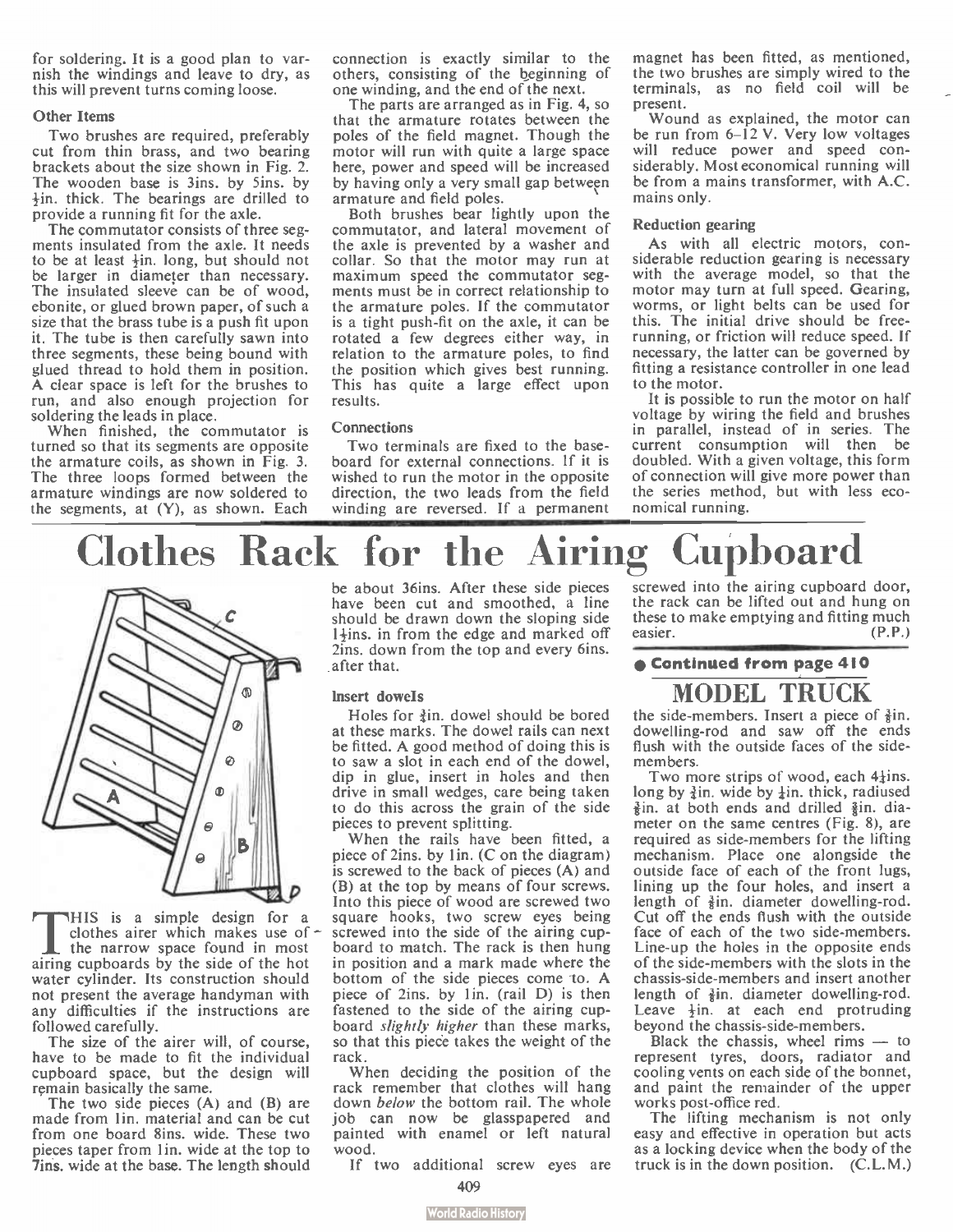for soldering. It is a good plan to varnish the windings and leave to dry, as this will prevent turns coming loose.

### Other Items

Two brushes are required, preferably cut from thin brass, and two bearing brackets about the size shown in Fig. 2. The wooden base is 3ins. by 5ins. by ½in. thick. The bearings are drilled to provide a running fit for the axle.

The commutator consists of three segments insulated from the axle. It needs to be at least ½in. long, but should not be larger in diameter than necessary. The insulated sleeve can be of wood, ebonite, or glued brown paper, of such a size that the brass tube is a push fit upon it. The tube is then carefully sawn into three segments, these being bound with glued thread to hold them in position. A clear space is left for the brushes to run, and also enough projection for soldering the leads in place.

When finished, the commutator is turned so that its segments are opposite the armature coils, as shown in Fig. 3. The three loops formed between the armature windings are now soldered to the segments, at (Y), as shown. Each connection is exactly similar to the others, consisting of the beginning of one winding, and the end of the next.

The parts are arranged as in Fig. 4, so that the armature rotates between the poles of the field magnet. Though the motor will run with quite a large space here, power and speed will be increased by having only a very small gap between armature and field poles.

Both brushes bear lightly upon the commutator, and lateral movement of the axle is prevented by a washer and collar. So that the motor may run at maximum speed the commutator segments must be in correct relationship to the armature poles. If the commutator is a tight push-fit on the axle, it can be rotated a few degrees either way, in relation to the armature poles, to find the position which gives best running. This has quite a large effect upon results.

### Connections

Two terminals are fixed to the baseboard for external connections. If it is wished to run the motor in the opposite direction, the two leads from the field winding are reversed. If a permanent magnet has been fitted, as mentioned, the two brushes are simply wired to the terminals, as no field coil will be present.

Wound as explained, the motor can be run from 6–12 V. Very low voltages will reduce power and speed considerably. Most economical running will be from a mains transformer, with A.C. mains only.

### Reduction gearing

As with all electric motors, considerable reduction gearing is necessary with the average model, so that the motor may turn at full speed. Gearing, worms, or light belts can be used for this. The initial drive should be free-running, or friction will reduce speed. If necessary, the latter can be governed by fitting a resistance controller in one lead to the motor.

It is possible to run the motor on half voltage by wiring the field and brushes in parallel, instead of in series. The current consumption will then be doubled. With a given voltage, this form of connection will give more power than the series method, but with less economical running.

# Clothes Rack for the Airing Cupboard

THIS is a simple design for a clothes airer which makes use of the narrow space found in most airing cupboards by the side of the hot water cylinder. Its construction should not present the average handyman with any difficulties if the instructions are followed carefully.

The size of the airer will, of course, have to be made to fit the individual cupboard space, but the design will remain basically the same.

The two side pieces (A) and (B) are made from 1in. material and can be cut from one board 8ins. wide. These two pieces taper from 1in. wide at the top to 7ins. wide at the base. The length should be about 36ins. After these side pieces have been cut and smoothed, a line should be drawn down the sloping side 1½ins. in from the edge and marked off 2ins. down from the top and every 6ins. after that.

### Insert dowels

Holes for ¾in. dowel should be bored at these marks. The dowel rails can next be fitted. A good method of doing this is to saw a slot in each end of the dowel, dip in glue, insert in holes and then drive in small wedges, care being taken to do this across the grain of the side pieces to prevent splitting.

When the rails have been fitted, a piece of 2ins. by 1in. (C on the diagram) is screwed to the back of pieces (A) and (B) at the top by means of four screws. Into this piece of wood are screwed two square hooks, two screw eyes being screwed into the side of the airing cupboard to match. The rack is then hung in position and a mark made where the bottom of the side pieces come to. A piece of 2ins. by 1in. (rail D) is then fastened to the side of the airing cupboard *slightly higher* than these marks, so that this piece takes the weight of the rack.

When deciding the position of the rack remember that clothes will hang down *below* the bottom rail. The whole job can now be glasspapered and painted with enamel or left natural wood.

If two additional screw eyes are screwed into the airing cupboard door, the rack can be lifted out and hung on these to make emptying and fitting much easier. (P.P.)

● **Continued from page 410**

## MODEL TRUCK

the side-members. Insert a piece of ⅜in. dowelling-rod and saw off the ends flush with the outside faces of the side-members.

Two more strips of wood, each 4½ins. long by ½in. wide by ¼in. thick, radiused ¼in. at both ends and drilled ⅜in. diameter on the same centres (Fig. 8), are required as side-members for the lifting mechanism. Place one alongside the outside face of each of the front lugs, lining up the four holes, and insert a length of ⅜in. diameter dowelling-rod. Cut off the ends flush with the outside face of each of the two side-members. Line-up the holes in the opposite ends of the side-members with the slots in the chassis-side-members and insert another length of ⅜in. diameter dowelling-rod. Leave ¼in. at each end protruding beyond the chassis-side-members.

Black the chassis, wheel rims — to represent tyres, doors, radiator and cooling vents on each side of the bonnet, and paint the remainder of the upper works post-office red.

The lifting mechanism is not only easy and effective in operation but acts as a locking device when the body of the truck is in the down position. (C.L.M.)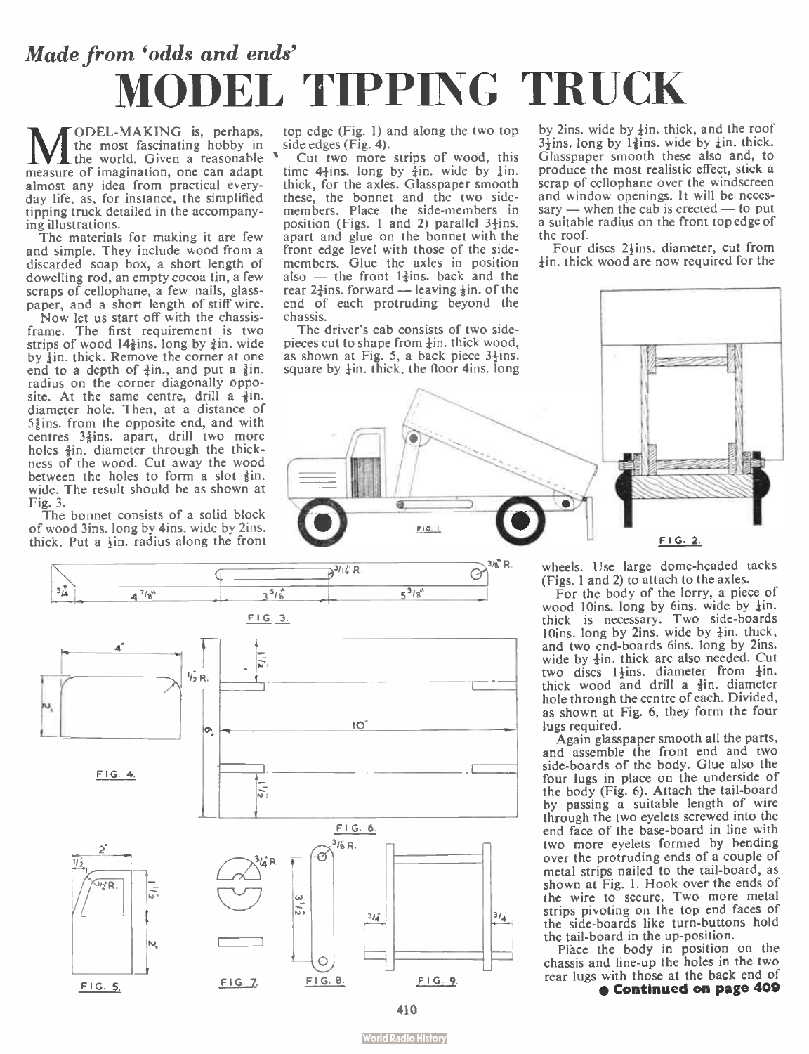*Made from 'odds and ends'*

# MODEL TIPPING TRUCK

MODEL-MAKING is, perhaps, the most fascinating hobby in the world. Given a reasonable measure of imagination, one can adapt almost any idea from practical everyday life, as, for instance, the simplified tipping truck detailed in the accompanying illustrations.

The materials for making it are few and simple. They include wood from a discarded soap box, a short length of dowelling rod, an empty cocoa tin, a few scraps of cellophane, a few nails, glasspaper, and a short length of stiff wire.

Now let us start off with the chassis-frame. The first requirement is two strips of wood 14⅜ins. long by ¾in. wide by ¼in. thick. Remove the corner at one end to a depth of ½in., and put a ⅜in. radius on the corner diagonally opposite. At the same centre, drill a ⅛in. diameter hole. Then, at a distance of 5⅜ins. from the opposite end, and with centres 3⅝ins. apart, drill two more holes ⅜in. diameter through the thickness of the wood. Cut away the wood between the holes to form a slot ⅜in. wide. The result should be as shown at Fig. 3.

The bonnet consists of a solid block of wood 3ins. long by 4ins. wide by 2ins. thick. Put a ½in. radius along the front top edge (Fig. 1) and along the two top side edges (Fig. 4).

Cut two more strips of wood, this time 4½ins. long by ⅜in. wide by ¼in. thick, for the axles. Glasspaper smooth these, the bonnet and the two side-members. Place the side-members in position (Figs. 1 and 2) parallel 3½ins. apart and glue on the bonnet with the front edge level with those of the side-members. Glue the axles in position also — the front 1¾ins. back and the rear 2¾ins. forward — leaving ⅛in. of the end of each protruding beyond the chassis.

The driver's cab consists of two side-pieces cut to shape from ¼in. thick wood, as shown at Fig. 5, a back piece 3½ins. square by ¼in. thick, the floor 4ins. long by 2ins. wide by ¼in. thick, and the roof 3½ins. long by 1¾ins. wide by ¼in. thick. Glasspaper smooth these also and, to produce the most realistic effect, stick a scrap of cellophane over the windscreen and window openings. It will be necessary — when the cab is erected — to put a suitable radius on the front top edge of the roof.

Four discs 2½ins. diameter, cut from ¼in. thick wood are now required for the wheels. Use large dome-headed tacks (Figs. 1 and 2) to attach to the axles.

FIG. 1

FIG. 2.

FIG. 3.

FIG. 4.

FIG. 5.

FIG. 6.

FIG. 7.

FIG. 8.

FIG. 9.

For the body of the lorry, a piece of wood 10ins. long by 6ins. wide by ¼in. thick is necessary. Two side-boards 10ins. long by 2ins. wide by ¼in. thick, and two end-boards 6ins. long by 2ins. wide by ¼in. thick are also needed. Cut two discs 1½ins. diameter from ¼in. thick wood and drill a ⅜in. diameter hole through the centre of each. Divided, as shown at Fig. 6, they form the four lugs required.

Again glasspaper smooth all the parts, and assemble the front end and two side-boards of the body. Glue also the four lugs in place on the underside of the body (Fig. 6). Attach the tail-board by passing a suitable length of wire through the two eyelets screwed into the end face of the base-board in line with two more eyelets formed by bending over the protruding ends of a couple of metal strips nailed to the tail-board, as shown at Fig. 1. Hook over the ends of the wire to secure. Two more metal strips pivoting on the top end faces of the side-boards like turn-buttons hold the tail-board in the up-position.

Place the body in position on the chassis and line-up the holes in the two rear lugs with those at the back end of

**● Continued on page 409**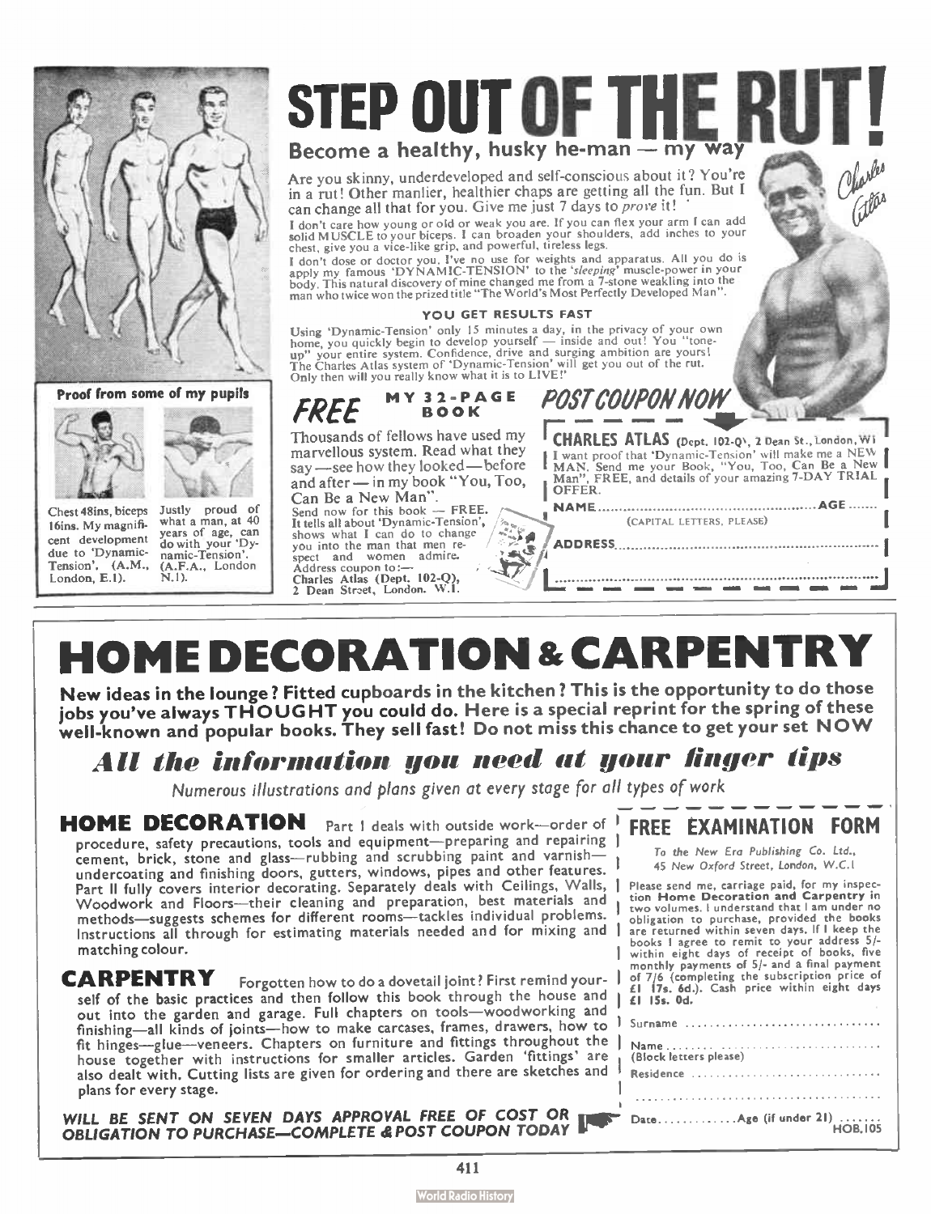# STEP OUT OF THE RUT!

## Become a healthy, husky he-man — my way

Are you skinny, underdeveloped and self-conscious about it? You're in a rut! Other manlier, healthier chaps are getting all the fun. But I can change all that for you. Give me just 7 days to *prove* it!

I don't care how young or old or weak you are. If you can flex your arm I can add solid MUSCLE to your biceps. I can broaden your shoulders, add inches to your chest, give you a vice-like grip, and powerful, tireless legs.

I don't dose or doctor you. I've no use for weights and apparatus. All you do is apply my famous 'DYNAMIC-TENSION' to the '*sleeping*' muscle-power in your body. This natural discovery of mine changed me from a 7-stone weakling into the man who twice won the prized title "The World's Most Perfectly Developed Man".

Charles Atlas

### YOU GET RESULTS FAST

Using 'Dynamic-Tension' only 15 minutes a day, in the privacy of your own home, you quickly begin to develop yourself — inside and out! You "tone-up" your entire system. Confidence, drive and surging ambition are yours! The Charles Atlas system of 'Dynamic-Tension' will get you out of the rut. Only then will you really know what it is to LIVE!

**Proof from some of my pupils**

Chest 48ins, biceps 16ins. My magnificent development due to 'Dynamic-Tension'. (A.M., London, E.1).

Justly proud of what a man, at 40 years of age, can do with your 'Dynamic-Tension'. (A.F.A., London N.1).

### FREE MY 32-PAGE BOOK

Thousands of fellows have used my marvellous system. Read what they say — see how they looked — before and after — in my book "You, Too, Can Be a New Man".

Send now for this book — FREE. It tells all about 'Dynamic-Tension', shows what I can do to change you into the man that men respect and women admire.

Address coupon to:— Charles Atlas (Dept. 102-Q), 2 Dean Street, London. W.1.

### POST COUPON NOW

**CHARLES ATLAS** (Dept. 102-Q), 2 Dean St., London, W1

I want proof that 'Dynamic-Tension' will make me a NEW MAN. Send me your Book, "You, Too, Can Be a New Man", FREE, and details of your amazing 7-DAY TRIAL OFFER.

NAME.................................................. AGE.......

(CAPITAL LETTERS, PLEASE)

ADDRESS..................................................................

..........................................................................

---

# HOME DECORATION & CARPENTRY

**New ideas in the lounge? Fitted cupboards in the kitchen? This is the opportunity to do those jobs you've always THOUGHT you could do. Here is a special reprint for the spring of these well-known and popular books. They sell fast! Do not miss this chance to get your set NOW**

## *All the information you need at your finger tips*

*Numerous illustrations and plans given at every stage for all types of work*

**HOME DECORATION** Part 1 deals with outside work—order of procedure, safety precautions, tools and equipment—preparing and repairing cement, brick, stone and glass—rubbing and scrubbing paint and varnish—undercoating and finishing doors, gutters, windows, pipes and other features. Part II fully covers interior decorating. Separately deals with Ceilings, Walls, Woodwork and Floors—their cleaning and preparation, best materials and methods—suggests schemes for different rooms—tackles individual problems. Instructions all through for estimating materials needed and for mixing and matching colour.

**CARPENTRY** Forgotten how to do a dovetail joint? First remind yourself of the basic practices and then follow this book through the house and out into the garden and garage. Full chapters on tools—woodworking and finishing—all kinds of joints—how to make carcases, frames, drawers, how to fit hinges—glue—veneers. Chapters on furniture and fittings throughout the house together with instructions for smaller articles. Garden 'fittings' are also dealt with. Cutting lists are given for ordering and there are sketches and plans for every stage.

*WILL BE SENT ON SEVEN DAYS APPROVAL FREE OF COST OR OBLIGATION TO PURCHASE—COMPLETE & POST COUPON TODAY*

### FREE EXAMINATION FORM

*To the New Era Publishing Co. Ltd., 45 New Oxford Street, London, W.C.1*

Please send me, carriage paid, for my inspection **Home Decoration and Carpentry** in two volumes. I understand that I am under no obligation to purchase, provided the books are returned within seven days. If I keep the books I agree to remit to your address 5/- within eight days of receipt of books, five monthly payments of 5/- and a final payment of 7/6 (completing the subscription price of £1 17s. 6d.). Cash price within eight days £1 15s. 0d.

Surname ..............................

Name ..............................
(Block letters please)

Residence ..............................

..............................

Date............ Age (if under 21) .......

HOB.105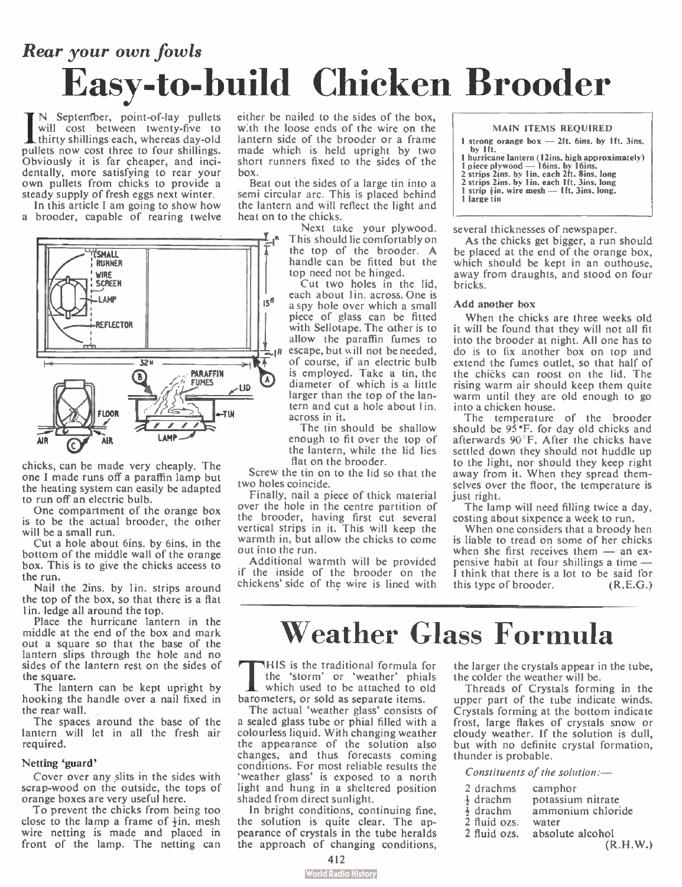*Rear your own fowls*

# Easy-to-build Chicken Brooder

IN September, point-of-lay pullets will cost between twenty-five to thirty shillings each, whereas day-old pullets now cost three to four shillings. Obviously it is far cheaper, and incidentally, more satisfying to rear your own pullets from chicks to provide a steady supply of fresh eggs next winter.

In this article I am going to show how a brooder, capable of rearing twelve chicks, can be made very cheaply. The one I made runs off a paraffin lamp but the heating system can easily be adapted to run off an electric bulb.

One compartment of the orange box is to be the actual brooder, the other will be a small run.

Cut a hole about 6ins. by 6ins. in the bottom of the middle wall of the orange box. This is to give the chicks access to the run.

Nail the 2ins. by 1in. strips around the top of the box, so that there is a flat 1in. ledge all around the top.

Place the hurricane lantern in the middle at the end of the box and mark out a square so that the base of the lantern slips through the hole and no sides of the lantern rest on the sides of the square.

The lantern can be kept upright by hooking the handle over a nail fixed in the rear wall.

The spaces around the base of the lantern will let in all the fresh air required.

### Netting 'guard'

Cover over any slits in the sides with scrap-wood on the outside, the tops of orange boxes are very useful here.

To prevent the chicks from being too close to the lamp a frame of ½in. mesh wire netting is made and placed in front of the lamp. The netting can either be nailed to the sides of the box, with the loose ends of the wire on the lantern side of the brooder or a frame made which is held upright by two short runners fixed to the sides of the box.

Beat out the sides of a large tin into a semi circular arc. This is placed behind the lantern and will reflect the light and heat on to the chicks.

Next take your plywood. This should lie comfortably on the top of the brooder. A handle can be fitted but the top need not be hinged.

Cut two holes in the lid, each about 1in. across. One is a spy hole over which a small piece of glass can be fitted with Sellotape. The other is to allow the paraffin fumes to escape, but will not be needed, of course, if an electric bulb is employed. Take a tin, the diameter of which is a little larger than the top of the lantern and cut a hole about 1in. across in it.

The tin should be shallow enough to fit over the top of the lantern, while the lid lies flat on the brooder.

Screw the tin on to the lid so that the two holes coincide.

Finally, nail a piece of thick material over the hole in the centre partition of the brooder, having first cut several vertical strips in it. This will keep the warmth in, but allow the chicks to come out into the run.

Additional warmth will be provided if the inside of the brooder on the chickens' side of the wire is lined with several thicknesses of newspaper.

As the chicks get bigger, a run should be placed at the end of the orange box, which should be kept in an outhouse, away from draughts, and stood on four bricks.

**MAIN ITEMS REQUIRED**

- 1 strong orange box — 2ft. 6ins. by 1ft. 3ins. by 1ft.
- 1 hurricane lantern (12ins. high approximately)
- 1 piece plywood — 16ins. by 16ins.
- 2 strips 2ins. by 1in. each 2ft. 8ins. long
- 2 strips 2ins. by 1in. each 1ft. 3ins. long
- 1 strip ½in. wire mesh — 1ft. 3ins. long.
- 1 large tin

### Add another box

When the chicks are three weeks old it will be found that they will not all fit into the brooder at night. All one has to do is to fix another box on top and extend the fumes outlet, so that half of the chicks can roost on the lid. The rising warm air should keep them quite warm until they are old enough to go into a chicken house.

The temperature of the brooder should be 95°F. for day old chicks and afterwards 90°F. After the chicks have settled down they should not huddle up to the light, nor should they keep right away from it. When they spread themselves over the floor, the temperature is just right.

The lamp will need filling twice a day, costing about sixpence a week to run.

When one considers that a broody hen is liable to tread on some of her chicks when she first receives them — an expensive habit at four shillings a time — I think that there is a lot to be said for this type of brooder. (R.E.G.)

# Weather Glass Formula

THIS is the traditional formula for the 'storm' or 'weather' phials which used to be attached to old barometers, or sold as separate items.

The actual 'weather glass' consists of a sealed glass tube or phial filled with a colourless liquid. With changing weather the appearance of the solution also changes, and thus forecasts coming conditions. For most reliable results the 'weather glass' is exposed to a north light and hung in a sheltered position shaded from direct sunlight.

In bright conditions, continuing fine, the solution is quite clear. The appearance of crystals in the tube heralds the approach of changing conditions, the larger the crystals appear in the tube, the colder the weather will be.

Threads of Crystals forming in the upper part of the tube indicate winds. Crystals forming at the bottom indicate frost, large flakes of crystals snow or cloudy weather. If the solution is dull, but with no definite crystal formation, thunder is probable.

*Constituents of the solution:—*

| | |
|---|---|
| 2 drachms | camphor |
| ½ drachm | potassium nitrate |
| ½ drachm | ammonium chloride |
| 2 fluid ozs. | water |
| 2 fluid ozs. | absolute alcohol |

(R.H.W.)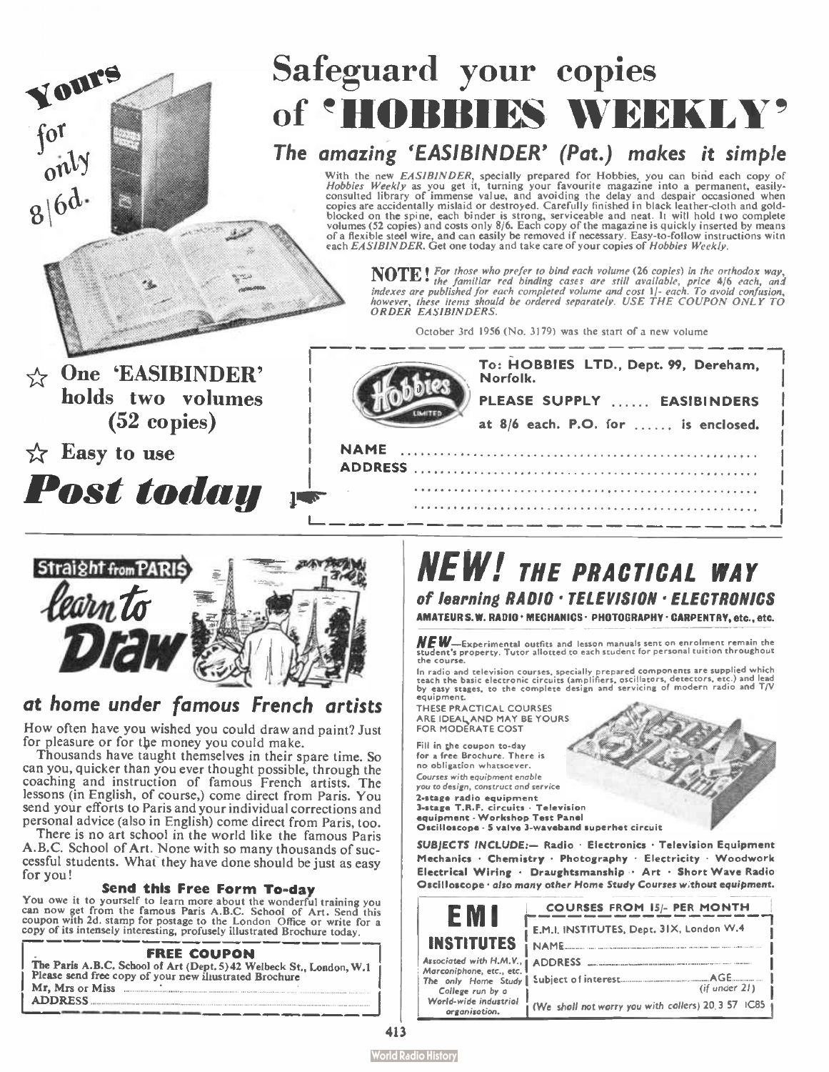# Safeguard your copies of 'HOBBIES WEEKLY'

Yours for only 8/6d.

## The amazing 'EASIBINDER' (Pat.) makes it simple

With the new *EASIBINDER*, specially prepared for Hobbies, you can bind each copy of *Hobbies Weekly* as you get it, turning your favourite magazine into a permanent, easily-consulted library of immense value, and avoiding the delay and despair occasioned when copies are accidentally mislaid or destroyed. Carefully finished in black leather-cloth and gold-blocked on the spine, each binder is strong, serviceable and neat. It will hold two complete volumes (52 copies) and costs only 8/6. Each copy of the magazine is quickly inserted by means of a flexible steel wire, and can easily be removed if necessary. Easy-to-follow instructions with each *EASIBINDER*. Get one today and take care of your copies of *Hobbies Weekly*.

**NOTE!** *For those who prefer to bind each volume (26 copies) in the orthodox way, the familiar red binding cases are still available, price 4/6 each, and indexes are published for each completed volume and cost 1/- each. To avoid confusion, however, these items should be ordered separately. USE THE COUPON ONLY TO ORDER EASIBINDERS.*

October 3rd 1956 (No. 3179) was the start of a new volume

☆ **One 'EASIBINDER' holds two volumes (52 copies)**

☆ **Easy to use**

***Post today***

To: HOBBIES LTD., Dept. 99, Dereham, Norfolk.

PLEASE SUPPLY ...... EASIBINDERS

at 8/6 each. P.O. for ...... is enclosed.

NAME ..................................................

ADDRESS ..................................................

..................................................

..................................................

---

Straight from PARIS

# learn to Draw

## at home under famous French artists

How often have you wished you could draw and paint? Just for pleasure or for the money you could make.

Thousands have taught themselves in their spare time. So can you, quicker than you ever thought possible, through the coaching and instruction of famous French artists. The lessons (in English, of course,) come direct from Paris. You send your efforts to Paris and your individual corrections and personal advice (also in English) come direct from Paris, too.

There is no art school in the world like the famous Paris A.B.C. School of Art. None with so many thousands of successful students. What they have done should be just as easy for you!

### Send this Free Form To-day

You owe it to yourself to learn more about the wonderful training you can now get from the famous Paris A.B.C. School of Art. Send this coupon with 2d. stamp for postage to the London Office or write for a copy of its intensely interesting, profusely illustrated Brochure today.

**FREE COUPON**

The Paris A.B.C. School of Art (Dept. 5) 42 Welbeck St., London, W.1

Please send free copy of your new illustrated Brochure

Mr, Mrs or Miss ..................

ADDRESS ..................

---

# NEW! THE PRACTICAL WAY

### of learning RADIO · TELEVISION · ELECTRONICS

AMATEUR S.W. RADIO · MECHANICS · PHOTOGRAPHY · CARPENTRY, etc., etc.

**NEW**—Experimental outfits and lesson manuals sent on enrolment remain the student's property. Tutor allotted to each student for personal tuition throughout the course.

In radio and television courses, specially prepared components are supplied which teach the basic electronic circuits (amplifiers, oscillators, detectors, etc.) and lead by easy stages, to the complete design and servicing of modern radio and T/V equipment.

THESE PRACTICAL COURSES ARE IDEAL AND MAY BE YOURS FOR MODERATE COST

Fill in the coupon to-day for a free Brochure. There is no obligation whatsoever.

*Courses with equipment enable you to design, construct and service*

**2-stage radio equipment**
**3-stage T.R.F. circuits · Television equipment · Workshop Test Panel**
**Oscilloscope · 5 valve 3-waveband superhet circuit**

***SUBJECTS INCLUDE:***— **Radio · Electronics · Television Equipment · Mechanics · Chemistry · Photography · Electricity · Woodwork · Electrical Wiring · Draughtsmanship · Art · Short Wave Radio · Oscilloscope** · *also many other Home Study Courses without equipment.*

**EMI INSTITUTES**

*Associated with H.M.V., Marconiphone, etc., etc. The only Home Study College run by a World-wide industrial organisation.*

**COURSES FROM 15/- PER MONTH**

E.M.I. INSTITUTES, Dept. 31X, London W.4

NAME ..................

ADDRESS ..................

Subject of interest .................. AGE ......... (if under 21)

(We shall not worry you with callers) 20.3.57 IC85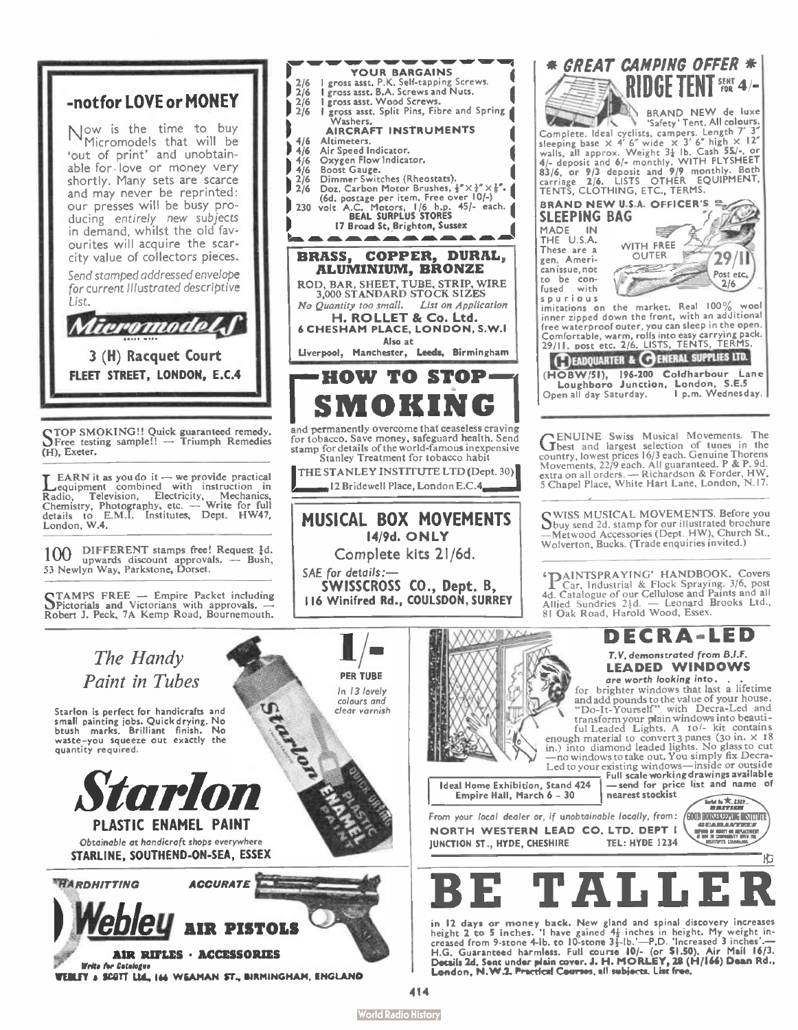## -not for LOVE or MONEY

Now is the time to buy Micromodels that will be 'out of print' and unobtainable for love or money very shortly. Many sets are scarce and may never be reprinted: our presses will be busy producing entirely new subjects in demand, whilst the old favourites will acquire the scarcity value of collectors pieces.

*Send stamped addressed envelope for current illustrated descriptive List.*

**Micromodels**

**3 (H) Racquet Court**
**FLEET STREET, LONDON, E.C.4**

---

**YOUR BARGAINS**

- 2/6 1 gross asst. P.K. Self-tapping Screws.
- 2/6 1 gross asst. B.A. Screws and Nuts.
- 2/6 1 gross asst. Wood Screws.
- 2/6 1 gross asst. Split Pins, Fibre and Spring Washers.

**AIRCRAFT INSTRUMENTS**

- 4/6 Altimeters.
- 4/6 Air Speed Indicator.
- 4/6 Oxygen Flow Indicator.
- 4/6 Boost Gauge.
- 2/6 Dimmer Switches (Rheostats).
- 2/6 Doz. Carbon Motor Brushes, ½" × ¼" × ⅛". (6d. postage per item. Free over 10/-)
- 230 volt A.C. Motors, 1/6 h.p. 45/- each.

**BEAL SURPLUS STORES**
17 Broad St, Brighton, Sussex

---

## ★ GREAT CAMPING OFFER ★

## RIDGE TENT SENT FOR 4/-

BRAND NEW de luxe 'Safety' Tent. All colours. Complete. Ideal cyclists, campers. Length 7' 3" sleeping base × 4' 6" wide × 3' 6" high × 12" walls, all approx. Weight 3½ lb. Cash 55/-, or 4/- deposit and 6/- monthly. WITH FLYSHEET 83/6, or 9/3 deposit and 9/9 monthly. Both carriage 2/6. LISTS OTHER EQUIPMENT, TENTS, CLOTHING, ETC., TERMS.

**BRAND NEW U.S.A. OFFICER'S SLEEPING BAG**

MADE IN THE U.S.A. These are a gen. American issue, not to be confused with spurious imitations on the market. Real 100% wool inner zipped down the front, with an additional free waterproof outer, you can sleep in the open. Comfortable, warm, rolls into easy carrying pack. 29/11. post etc. 2/6. LISTS, TENTS, TERMS.

WITH FREE OUTER — **29/11** Post etc. 2/6

**HEADQUARTER & GENERAL SUPPLIES LTD.**
(HOBW/51), 196-200 Coldharbour Lane Loughboro Junction, London, S.E.5
Open all day Saturday. 1 p.m. Wednesday.

---

## BRASS, COPPER, DURAL, ALUMINIUM, BRONZE

ROD, BAR, SHEET, TUBE, STRIP, WIRE
3,000 STANDARD STOCK SIZES
*No Quantity too small. List on Application*

**H. ROLLET & Co. Ltd.**
**6 CHESHAM PLACE, LONDON, S.W.1**
Also at
Liverpool, Manchester, Leeds, Birmingham

---

STOP SMOKING!! Quick guaranteed remedy. Free testing sample!! — Triumph Remedies (H), Exeter.

---

LEARN it as you do it — we provide practical equipment combined with instruction in Radio, Television, Electricity, Mechanics, Chemistry, Photography, etc. — Write for full details to E.M.I. Institutes, Dept. HW47, London, W.4.

---

100 DIFFERENT stamps free! Request ½d. upwards discount approvals. — Bush, 53 Newlyn Way, Parkstone, Dorset.

---

STAMPS FREE — Empire Packet including Pictorials and Victorians with approvals. — Robert J. Peck, 7A Kemp Road, Bournemouth.

---

## HOW TO STOP SMOKING

and permanently overcome that ceaseless craving for tobacco. Save money, safeguard health. Send stamp for details of the world-famous inexpensive Stanley Treatment for tobacco habit

THE STANLEY INSTITUTE LTD (Dept. 30)
12 Bridewell Place, London E.C.4

---

## MUSICAL BOX MOVEMENTS

**14/9d. ONLY**

Complete kits 21/6d.

*SAE for details:—*
**SWISSCROSS CO., Dept. B,**
**116 Winifred Rd., COULSDON, SURREY**

---

GENUINE Swiss Musical Movements. The best and largest selection of tunes in the country, lowest prices 16/3 each. Genuine Thorens Movements, 22/9 each. All guaranteed. P & P. 9d. extra on all orders. — Richardson & Forder, HW, 5 Chapel Place, White Hart Lane, London, N.17.

---

SWISS MUSICAL MOVEMENTS. Before you buy send 2d. stamp for our illustrated brochure —Metwood Accessories (Dept. HW), Church St., Wolverton, Bucks. (Trade enquiries invited.)

---

'PAINTSPRAYING' HANDBOOK. Covers Car, Industrial & Flock Spraying. 3/6, post 4d. Catalogue of our Cellulose and Paints and all Allied Sundries 2½d. — Leonard Brooks Ltd., 81 Oak Road, Harold Wood, Essex.

---

## *The Handy Paint in Tubes*

**1/- PER TUBE**
*In 13 lovely colours and clear varnish*

Starlon is perfect for handicrafts and small painting jobs. Quick drying. No brush marks. Brilliant finish. No waste—you squeeze out exactly the quantity required.

## *Starlon*

**PLASTIC ENAMEL PAINT**

*Obtainable at handicraft shops everywhere*

**STARLINE, SOUTHEND-ON-SEA, ESSEX**

---

## DECRA-LED

*T.V. demonstrated from B.I.F.*

**LEADED WINDOWS**
*are worth looking into. . .*

for brighter windows that last a lifetime and add pounds to the value of your house. "Do-It-Yourself" with Decra-Led and transform your plain windows into beautiful Leaded Lights. A 10/- kit contains enough material to convert 3 panes (30 in. × 18 in.) into diamond leaded lights. No glass to cut —no windows to take out. You simply fix Decra-Led to your existing windows—inside or outside

Full scale working drawings available — send for price list and name of nearest stockist

Ideal Home Exhibition, Stand 424
Empire Hall, March 6 – 30

*From your local dealer or, if unobtainable locally, from:*
**NORTH WESTERN LEAD CO. LTD. DEPT I**
**JUNCTION ST., HYDE, CHESHIRE** TEL: HYDE 1234

---

*HARDHITTING* *ACCURATE*

## Webley AIR PISTOLS

**AIR RIFLES · ACCESSORIES**

*Write for Catalogue*

WEBLEY & SCOTT Ltd., 166 WEAMAN ST., BIRMINGHAM, ENGLAND

---

## BE TALLER

in 12 days or money back. New gland and spinal discovery increases height 2 to 5 inches. 'I have gained 4½ inches in height. My weight increased from 9-stone 4-lb. to 10-stone 3½-lb.'—P.D. 'Increased 3 inches'.—H.G. Guaranteed harmless. Full course 10/- (or $1.50). Air Mail 16/3. Details 2d. Sent under plain cover. J. H. MORLEY, 28 (H/166) Dean Rd., London, N.W.2. Practical Courses, all subjects. List free.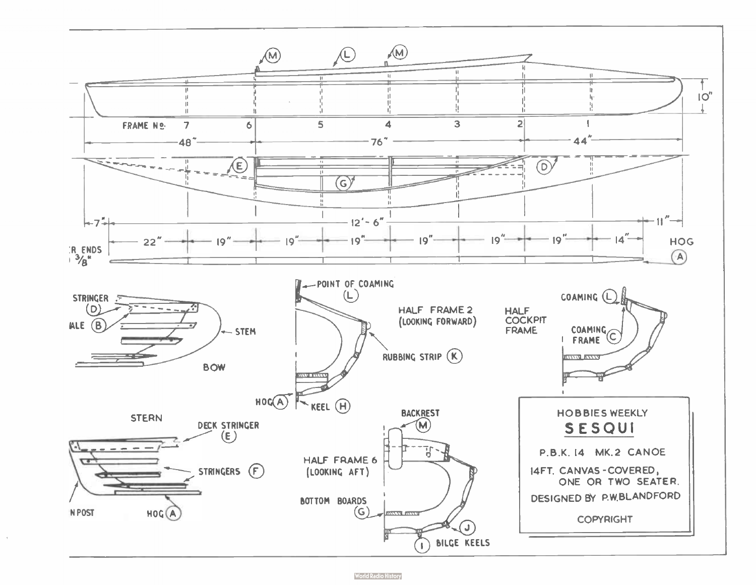FRAME No. 7 6 5 4 3 2 1

10"

48" — 76" — 44"

7" — 12'-6" — 11"

22" — 19" — 19" — 19" — 19" — 19" — 19" — 14"

R ENDS $\frac{3}{8}$"

HOG (A)

STRINGER (D)

ALE (B)

STEM

BOW

POINT OF COAMING (L)

HALF FRAME 2 (LOOKING FORWARD)

RUBBING STRIP (K)

HOG (A)

KEEL (H)

HALF COCKPIT FRAME

COAMING (L)

COAMING FRAME (C)

STERN

DECK STRINGER (E)

STRINGERS (F)

N POST

HOG (A)

BACKREST (M)

HALF FRAME 6 (LOOKING AFT)

BOTTOM BOARDS (G)

BILGE KEELS (I) (J)

HOBBIES WEEKLY

**SESQUI**

P.B.K. 14 MK. 2 CANOE

14FT. CANVAS-COVERED, ONE OR TWO SEATER.

DESIGNED BY P.W. BLANDFORD

COPYRIGHT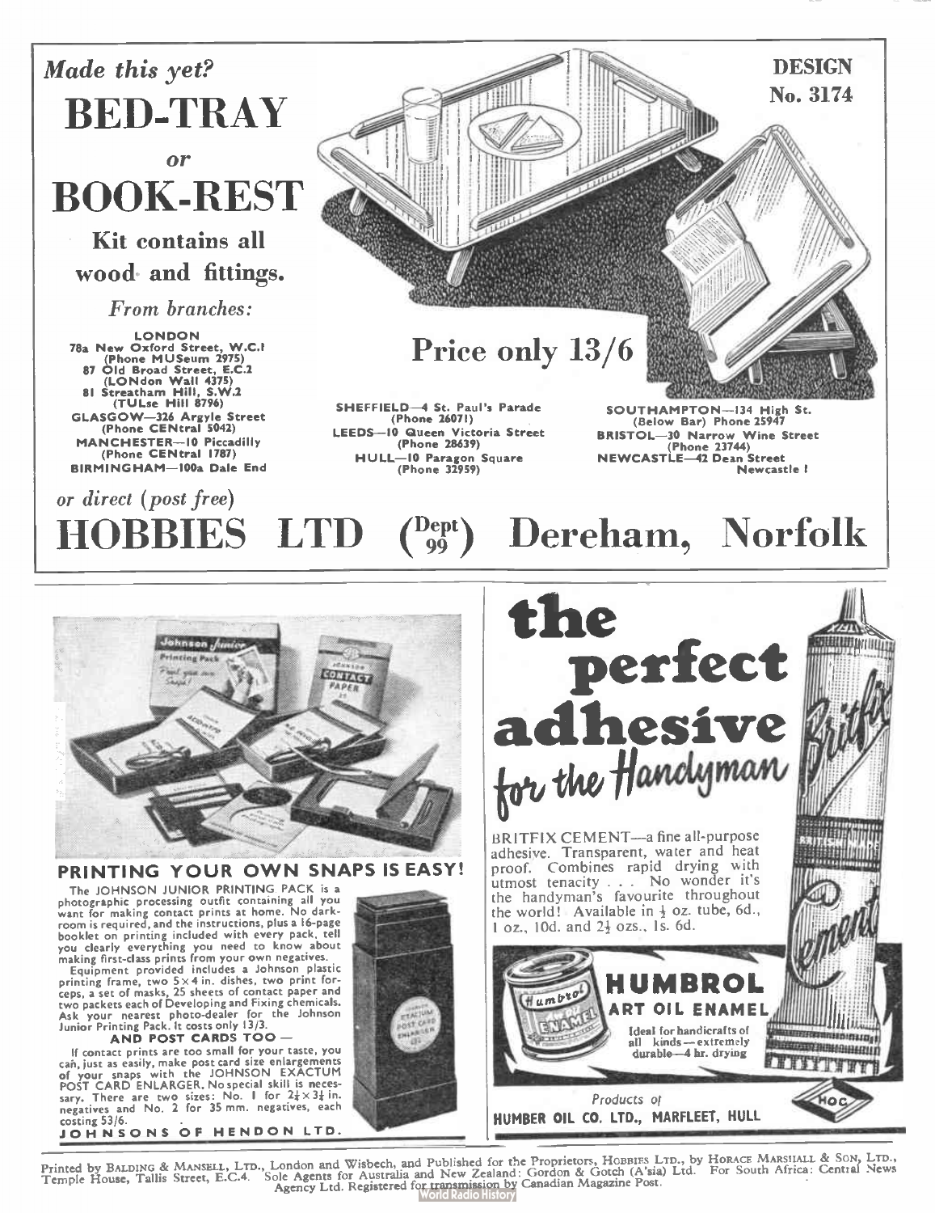*Made this yet?*

# BED-TRAY

*or*

# BOOK-REST

**DESIGN No. 3174**

**Kit contains all wood and fittings.**

## Price only 13/6

*From branches:*

LONDON
78a New Oxford Street, W.C.1
(Phone MUSeum 2975)
87 Old Broad Street, E.C.2
(LONdon Wall 4375)
81 Streatham Hill, S.W.2
(TULse Hill 8796)
GLASGOW—326 Argyle Street
(Phone CENtral 5042)
MANCHESTER—10 Piccadilly
(Phone CENtral 1787)
BIRMINGHAM—100a Dale End

SHEFFIELD—4 St. Paul's Parade
(Phone 26071)
LEEDS—10 Queen Victoria Street
(Phone 28639)
HULL—10 Paragon Square
(Phone 32959)

SOUTHAMPTON—134 High St.
(Below Bar) Phone 25947
BRISTOL—30 Narrow Wine Street
(Phone 23744)
NEWCASTLE—42 Dean Street
Newcastle 1

*or direct (post free)*

## HOBBIES LTD (Dept 99) Dereham, Norfolk

---

## PRINTING YOUR OWN SNAPS IS EASY!

The JOHNSON JUNIOR PRINTING PACK is a photographic processing outfit containing all you want for making contact prints at home. No dark-room is required, and the instructions, plus a 16-page booklet on printing included with every pack, tell you clearly everything you need to know about making first-class prints from your own negatives.

Equipment provided includes a Johnson plastic printing frame, two 5×4 in. dishes, two print forceps, a set of masks, 25 sheets of contact paper and two packets each of Developing and Fixing chemicals. Ask your nearest photo-dealer for the Johnson Junior Printing Pack. It costs only 13/3.

**AND POST CARDS TOO —**

If contact prints are too small for your taste, you can, just as easily, make post card size enlargements of your snaps with the JOHNSON EXACTUM POST CARD ENLARGER. No special skill is necessary. There are two sizes: No. 1 for $2\frac{1}{4} \times 3\frac{1}{4}$ in. negatives and No. 2 for 35 mm. negatives, each costing 53/6.

**JOHNSONS OF HENDON LTD.**

---

# the perfect adhesive for the Handyman

BRITFIX CEMENT—a fine all-purpose adhesive. Transparent, water and heat proof. Combines rapid drying with utmost tenacity . . . No wonder it's the handyman's favourite throughout the world! Available in $\frac{1}{2}$ oz. tube, 6d., 1 oz., 10d. and $2\frac{1}{2}$ ozs., 1s. 6d.

**HUMBROL ART OIL ENAMEL**

Ideal for handicrafts of all kinds — extremely durable—4 hr. drying

*Products of*
HUMBER OIL CO. LTD., MARFLEET, HULL

---

Printed by BALDING & MANSELL, LTD., London and Wisbech, and Published for the Proprietors, HOBBIES LTD., by HORACE MARSHALL & SON, LTD., Temple House, Tallis Street, E.C.4. Sole Agents for Australia and New Zealand: Gordon & Gotch (A'sia) Ltd. For South Africa: Central News Agency Ltd. Registered for transmission by Canadian Magazine Post.